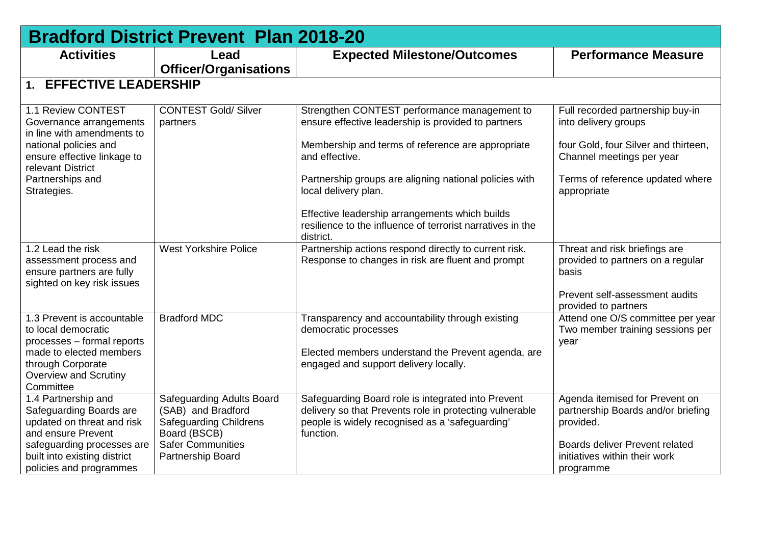# Bradford District Prevent Plan 2018-20

| Activities | Lead Officer/Organisations | Expected Milestone/Outcomes | Performance Measure |
|---|---|---|---|
| **1. EFFECTIVE LEADERSHIP** | | | |
| 1.1 Review CONTEST Governance arrangements in line with amendments to national policies and ensure effective linkage to relevant District Partnerships and Strategies. | CONTEST Gold/ Silver partners | Strengthen CONTEST performance management to ensure effective leadership is provided to partners<br><br>Membership and terms of reference are appropriate and effective.<br><br>Partnership groups are aligning national policies with local delivery plan.<br><br>Effective leadership arrangements which builds resilience to the influence of terrorist narratives in the district. | Full recorded partnership buy-in into delivery groups<br><br>four Gold, four Silver and thirteen, Channel meetings per year<br><br>Terms of reference updated where appropriate |
| 1.2 Lead the risk assessment process and ensure partners are fully sighted on key risk issues | West Yorkshire Police | Partnership actions respond directly to current risk. Response to changes in risk are fluent and prompt | Threat and risk briefings are provided to partners on a regular basis<br><br>Prevent self-assessment audits provided to partners |
| 1.3 Prevent is accountable to local democratic processes – formal reports made to elected members through Corporate Overview and Scrutiny Committee | Bradford MDC | Transparency and accountability through existing democratic processes<br><br>Elected members understand the Prevent agenda, are engaged and support delivery locally. | Attend one O/S committee per year<br>Two member training sessions per year |
| 1.4 Partnership and Safeguarding Boards are updated on threat and risk and ensure Prevent safeguarding processes are built into existing district policies and programmes | Safeguarding Adults Board (SAB) and Bradford Safeguarding Childrens Board (BSCB)<br>Safer Communities Partnership Board | Safeguarding Board role is integrated into Prevent delivery so that Prevents role in protecting vulnerable people is widely recognised as a 'safeguarding' function. | Agenda itemised for Prevent on partnership Boards and/or briefing provided.<br><br>Boards deliver Prevent related initiatives within their work programme |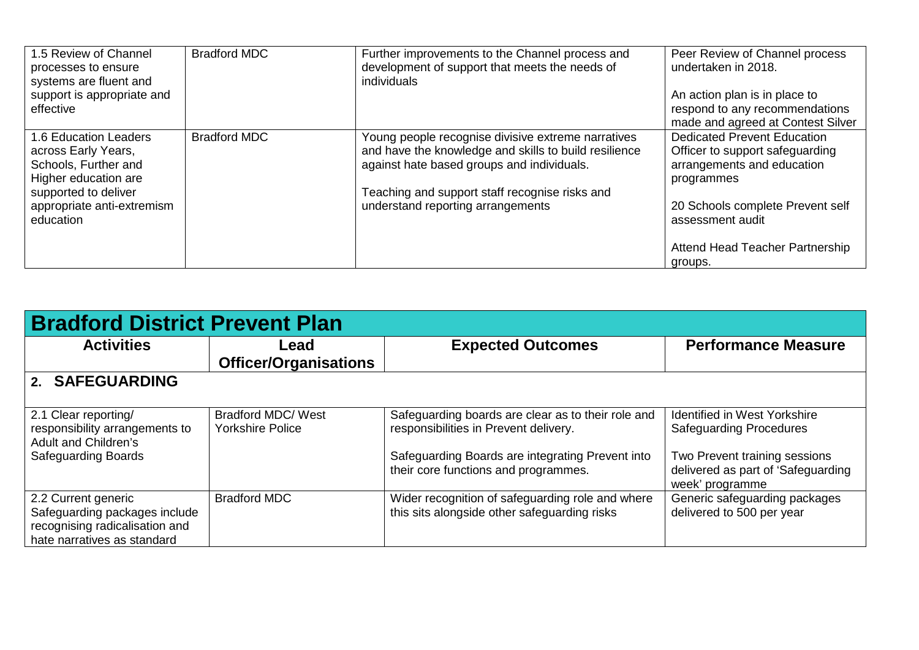| | | | |
|---|---|---|---|
| 1.5 Review of Channel processes to ensure systems are fluent and support is appropriate and effective | Bradford MDC | Further improvements to the Channel process and development of support that meets the needs of individuals | Peer Review of Channel process undertaken in 2018.<br><br>An action plan is in place to respond to any recommendations made and agreed at Contest Silver |
| 1.6 Education Leaders across Early Years, Schools, Further and Higher education are supported to deliver appropriate anti-extremism education | Bradford MDC | Young people recognise divisive extreme narratives and have the knowledge and skills to build resilience against hate based groups and individuals.<br><br>Teaching and support staff recognise risks and understand reporting arrangements | Dedicated Prevent Education Officer to support safeguarding arrangements and education programmes<br><br>20 Schools complete Prevent self assessment audit<br><br>Attend Head Teacher Partnership groups. |

# Bradford District Prevent Plan

| Activities | Lead Officer/Organisations | Expected Outcomes | Performance Measure |
|---|---|---|---|
| **2. SAFEGUARDING** | | | |
| 2.1 Clear reporting/ responsibility arrangements to Adult and Children's Safeguarding Boards | Bradford MDC/ West Yorkshire Police | Safeguarding boards are clear as to their role and responsibilities in Prevent delivery.<br><br>Safeguarding Boards are integrating Prevent into their core functions and programmes. | Identified in West Yorkshire Safeguarding Procedures<br><br>Two Prevent training sessions delivered as part of 'Safeguarding week' programme |
| 2.2 Current generic Safeguarding packages include recognising radicalisation and hate narratives as standard | Bradford MDC | Wider recognition of safeguarding role and where this sits alongside other safeguarding risks | Generic safeguarding packages delivered to 500 per year |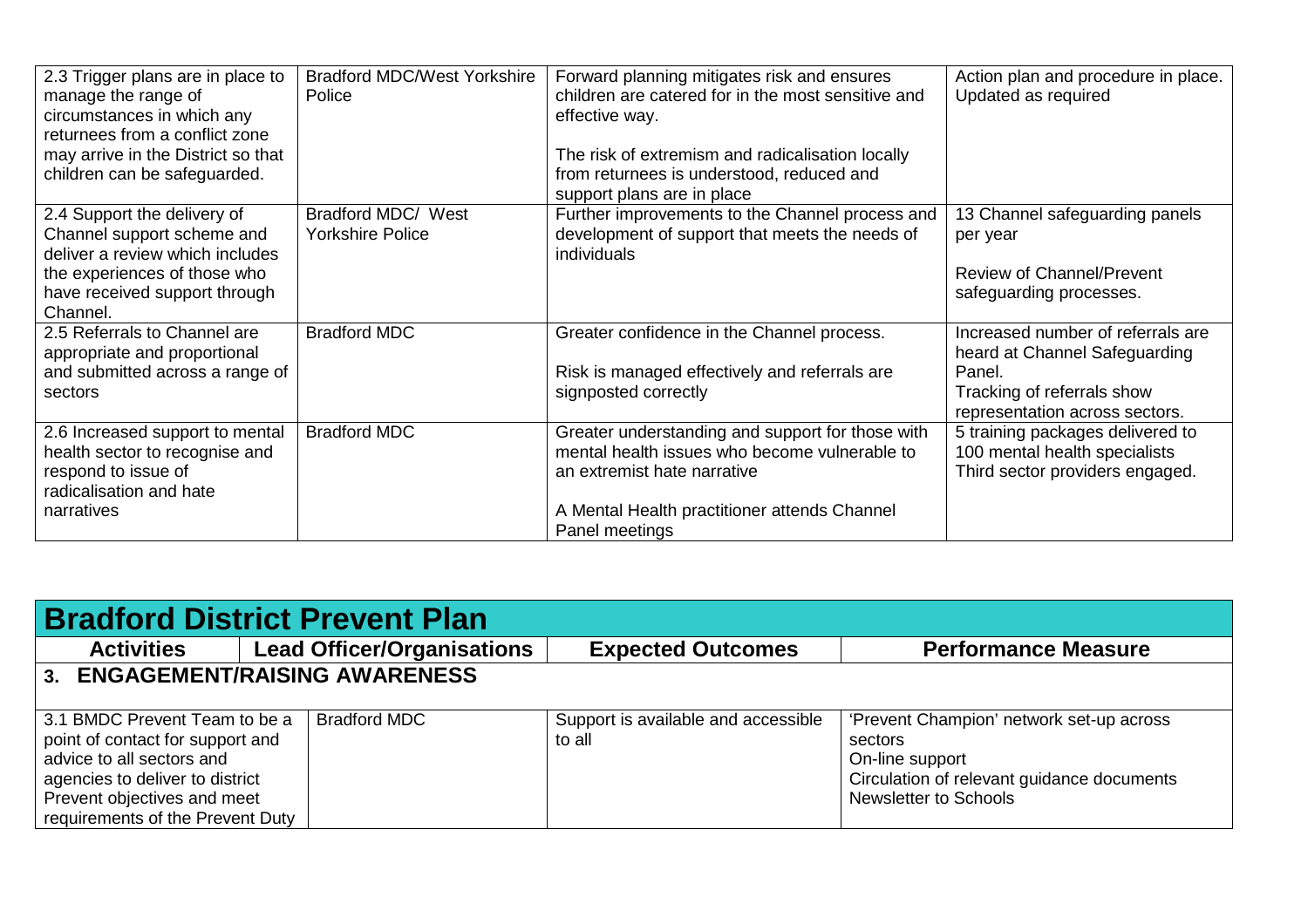| | | | |
|---|---|---|---|
| 2.3 Trigger plans are in place to manage the range of circumstances in which any returnees from a conflict zone may arrive in the District so that children can be safeguarded. | Bradford MDC/West Yorkshire Police | Forward planning mitigates risk and ensures children are catered for in the most sensitive and effective way.<br><br>The risk of extremism and radicalisation locally from returnees is understood, reduced and support plans are in place | Action plan and procedure in place. Updated as required |
| 2.4 Support the delivery of Channel support scheme and deliver a review which includes the experiences of those who have received support through Channel. | Bradford MDC/ West Yorkshire Police | Further improvements to the Channel process and development of support that meets the needs of individuals | 13 Channel safeguarding panels per year<br><br>Review of Channel/Prevent safeguarding processes. |
| 2.5 Referrals to Channel are appropriate and proportional and submitted across a range of sectors | Bradford MDC | Greater confidence in the Channel process.<br><br>Risk is managed effectively and referrals are signposted correctly | Increased number of referrals are heard at Channel Safeguarding Panel.<br>Tracking of referrals show representation across sectors. |
| 2.6 Increased support to mental health sector to recognise and respond to issue of radicalisation and hate narratives | Bradford MDC | Greater understanding and support for those with mental health issues who become vulnerable to an extremist hate narrative<br><br>A Mental Health practitioner attends Channel Panel meetings | 5 training packages delivered to 100 mental health specialists<br>Third sector providers engaged. |

## Bradford District Prevent Plan

| Activities | Lead Officer/Organisations | Expected Outcomes | Performance Measure |
|---|---|---|---|
| **3. ENGAGEMENT/RAISING AWARENESS** | | | |
| 3.1 BMDC Prevent Team to be a point of contact for support and advice to all sectors and agencies to deliver to district Prevent objectives and meet requirements of the Prevent Duty | Bradford MDC | Support is available and accessible to all | 'Prevent Champion' network set-up across sectors<br>On-line support<br>Circulation of relevant guidance documents<br>Newsletter to Schools |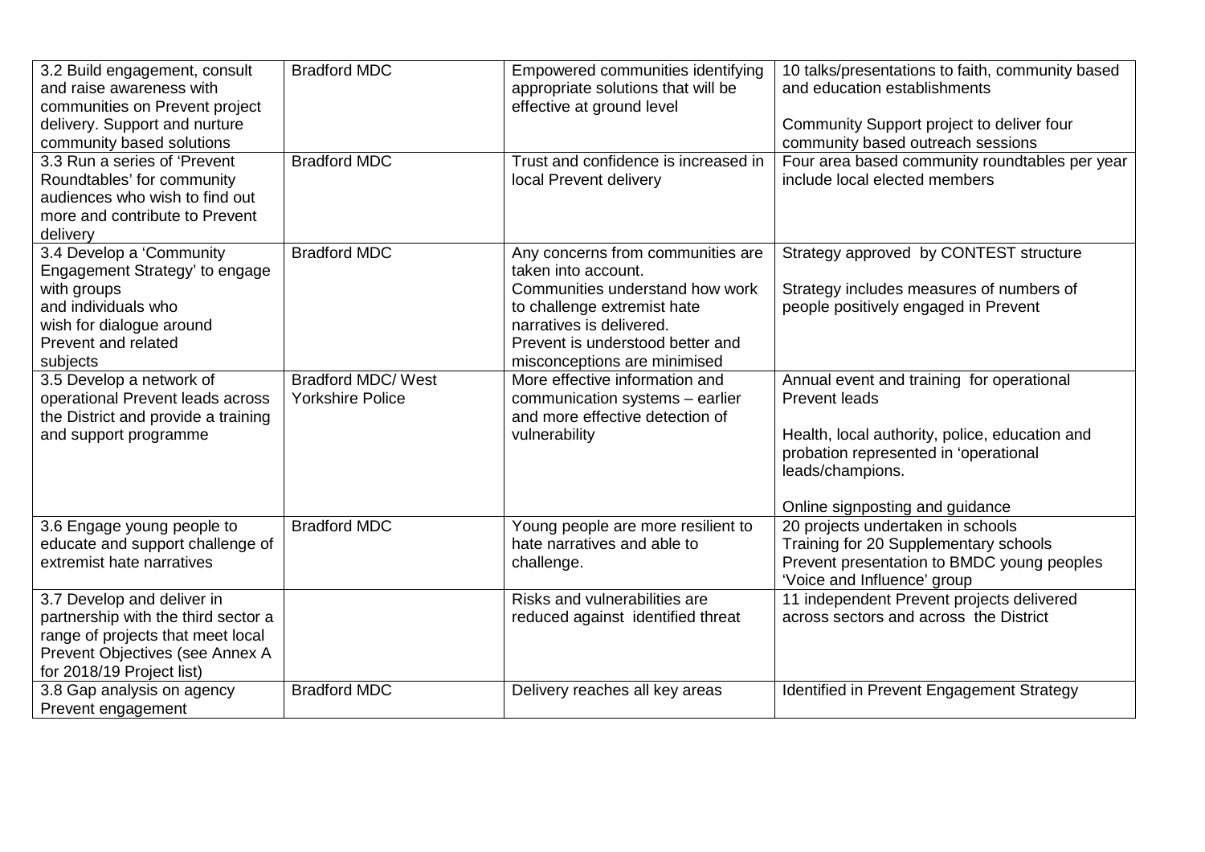| | | | |
|---|---|---|---|
| 3.2 Build engagement, consult and raise awareness with communities on Prevent project delivery. Support and nurture community based solutions | Bradford MDC | Empowered communities identifying appropriate solutions that will be effective at ground level | 10 talks/presentations to faith, community based and education establishments<br><br>Community Support project to deliver four community based outreach sessions |
| 3.3 Run a series of 'Prevent Roundtables' for community audiences who wish to find out more and contribute to Prevent delivery | Bradford MDC | Trust and confidence is increased in local Prevent delivery | Four area based community roundtables per year include local elected members |
| 3.4 Develop a 'Community Engagement Strategy' to engage with groups and individuals who wish for dialogue around Prevent and related subjects | Bradford MDC | Any concerns from communities are taken into account.<br>Communities understand how work to challenge extremist hate narratives is delivered.<br>Prevent is understood better and misconceptions are minimised | Strategy approved by CONTEST structure<br><br>Strategy includes measures of numbers of people positively engaged in Prevent |
| 3.5 Develop a network of operational Prevent leads across the District and provide a training and support programme | Bradford MDC/ West Yorkshire Police | More effective information and communication systems – earlier and more effective detection of vulnerability | Annual event and training for operational Prevent leads<br><br>Health, local authority, police, education and probation represented in 'operational leads/champions.<br><br>Online signposting and guidance |
| 3.6 Engage young people to educate and support challenge of extremist hate narratives | Bradford MDC | Young people are more resilient to hate narratives and able to challenge. | 20 projects undertaken in schools<br>Training for 20 Supplementary schools<br>Prevent presentation to BMDC young peoples 'Voice and Influence' group |
| 3.7 Develop and deliver in partnership with the third sector a range of projects that meet local Prevent Objectives (see Annex A for 2018/19 Project list) | | Risks and vulnerabilities are reduced against identified threat | 11 independent Prevent projects delivered across sectors and across the District |
| 3.8 Gap analysis on agency Prevent engagement | Bradford MDC | Delivery reaches all key areas | Identified in Prevent Engagement Strategy |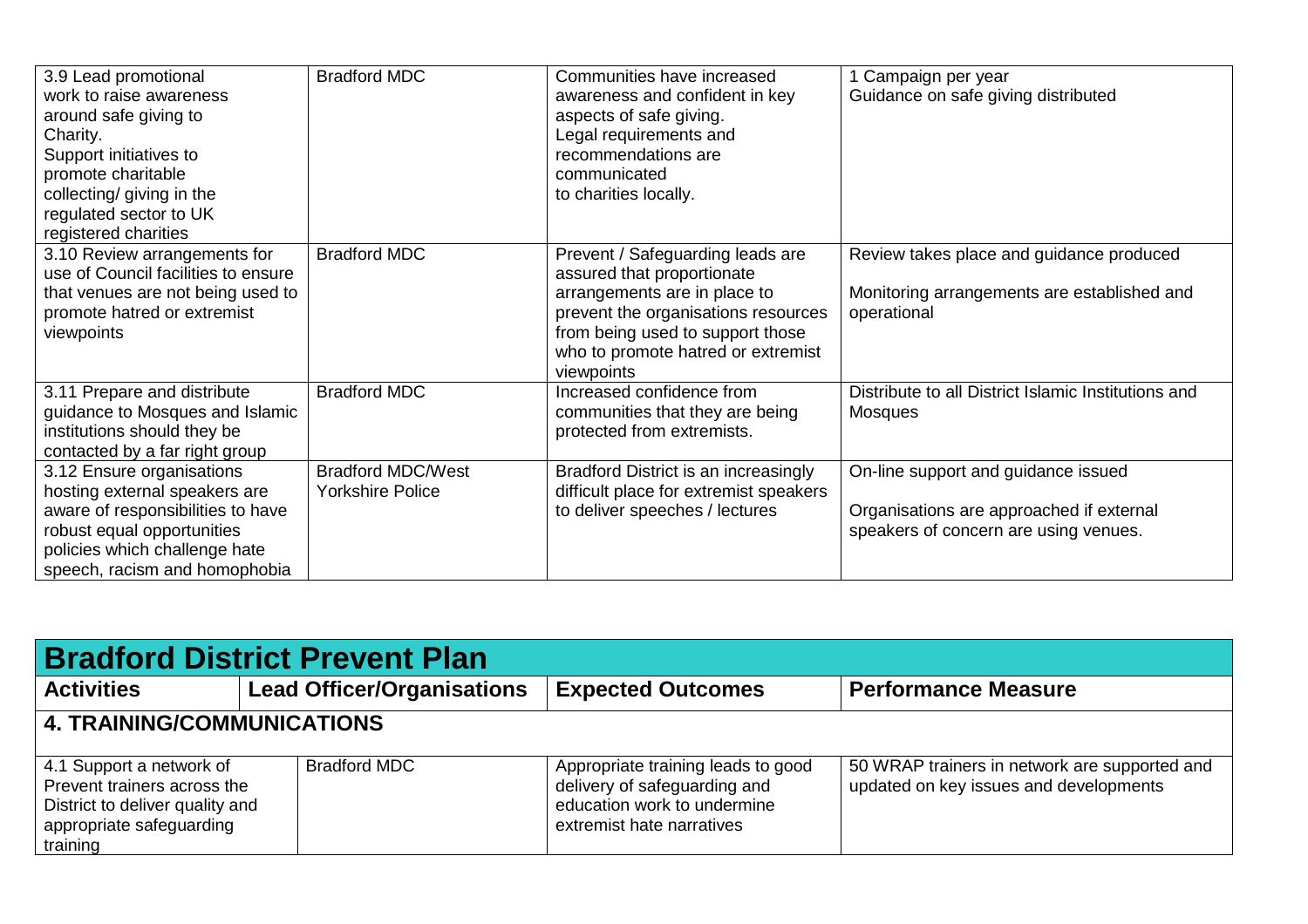| | | | |
|---|---|---|---|
| 3.9 Lead promotional work to raise awareness around safe giving to Charity.<br>Support initiatives to promote charitable collecting/ giving in the regulated sector to UK registered charities | Bradford MDC | Communities have increased awareness and confident in key aspects of safe giving.<br>Legal requirements and recommendations are communicated to charities locally. | 1 Campaign per year<br>Guidance on safe giving distributed |
| 3.10 Review arrangements for use of Council facilities to ensure that venues are not being used to promote hatred or extremist viewpoints | Bradford MDC | Prevent / Safeguarding leads are assured that proportionate arrangements are in place to prevent the organisations resources from being used to support those who to promote hatred or extremist viewpoints | Review takes place and guidance produced<br><br>Monitoring arrangements are established and operational |
| 3.11 Prepare and distribute guidance to Mosques and Islamic institutions should they be contacted by a far right group | Bradford MDC | Increased confidence from communities that they are being protected from extremists. | Distribute to all District Islamic Institutions and Mosques |
| 3.12 Ensure organisations hosting external speakers are aware of responsibilities to have robust equal opportunities policies which challenge hate speech, racism and homophobia | Bradford MDC/West Yorkshire Police | Bradford District is an increasingly difficult place for extremist speakers to deliver speeches / lectures | On-line support and guidance issued<br><br>Organisations are approached if external speakers of concern are using venues. |

## Bradford District Prevent Plan

| Activities | Lead Officer/Organisations | Expected Outcomes | Performance Measure |
|---|---|---|---|
| **4. TRAINING/COMMUNICATIONS** | | | |
| 4.1 Support a network of Prevent trainers across the District to deliver quality and appropriate safeguarding training | Bradford MDC | Appropriate training leads to good delivery of safeguarding and education work to undermine extremist hate narratives | 50 WRAP trainers in network are supported and updated on key issues and developments |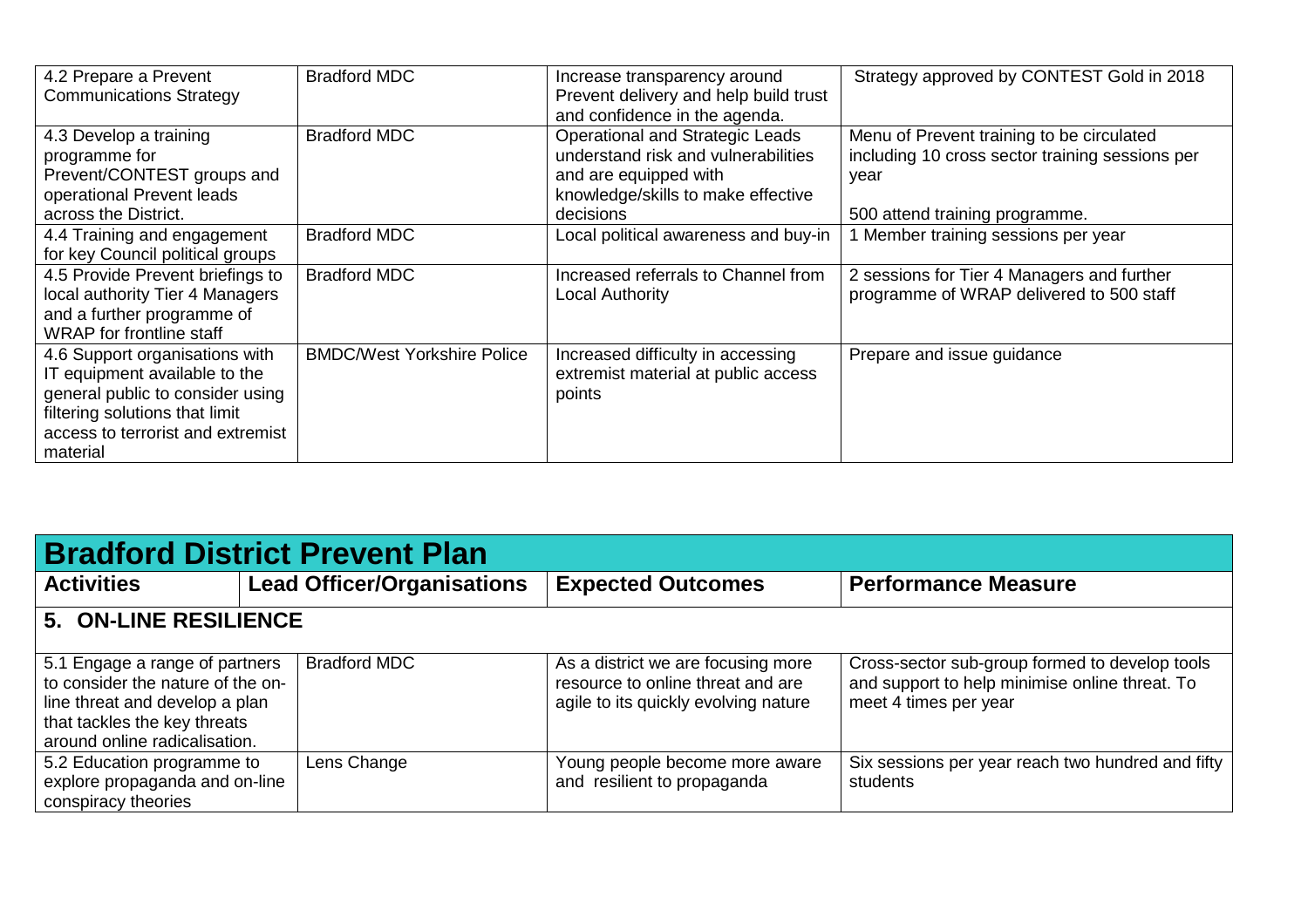| 4.2 Prepare a Prevent Communications Strategy | Bradford MDC | Increase transparency around Prevent delivery and help build trust and confidence in the agenda. | Strategy approved by CONTEST Gold in 2018 |
|---|---|---|---|
| 4.3 Develop a training programme for Prevent/CONTEST groups and operational Prevent leads across the District. | Bradford MDC | Operational and Strategic Leads understand risk and vulnerabilities and are equipped with knowledge/skills to make effective decisions | Menu of Prevent training to be circulated including 10 cross sector training sessions per year<br><br>500 attend training programme. |
| 4.4 Training and engagement for key Council political groups | Bradford MDC | Local political awareness and buy-in | 1 Member training sessions per year |
| 4.5 Provide Prevent briefings to local authority Tier 4 Managers and a further programme of WRAP for frontline staff | Bradford MDC | Increased referrals to Channel from Local Authority | 2 sessions for Tier 4 Managers and further programme of WRAP delivered to 500 staff |
| 4.6 Support organisations with IT equipment available to the general public to consider using filtering solutions that limit access to terrorist and extremist material | BMDC/West Yorkshire Police | Increased difficulty in accessing extremist material at public access points | Prepare and issue guidance |

## Bradford District Prevent Plan

| Activities | Lead Officer/Organisations | Expected Outcomes | Performance Measure |
|---|---|---|---|
| **5. ON-LINE RESILIENCE** | | | |
| 5.1 Engage a range of partners to consider the nature of the on-line threat and develop a plan that tackles the key threats around online radicalisation. | Bradford MDC | As a district we are focusing more resource to online threat and are agile to its quickly evolving nature | Cross-sector sub-group formed to develop tools and support to help minimise online threat. To meet 4 times per year |
| 5.2 Education programme to explore propaganda and on-line conspiracy theories | Lens Change | Young people become more aware and resilient to propaganda | Six sessions per year reach two hundred and fifty students |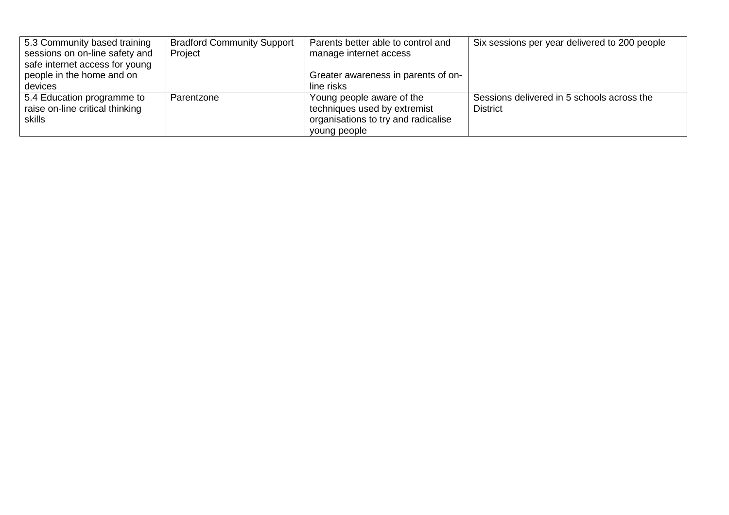| | | | |
|---|---|---|---|
| 5.3 Community based training sessions on on-line safety and safe internet access for young people in the home and on devices | Bradford Community Support Project | Parents better able to control and manage internet access<br><br>Greater awareness in parents of on-line risks | Six sessions per year delivered to 200 people |
| 5.4 Education programme to raise on-line critical thinking skills | Parentzone | Young people aware of the techniques used by extremist organisations to try and radicalise young people | Sessions delivered in 5 schools across the District |